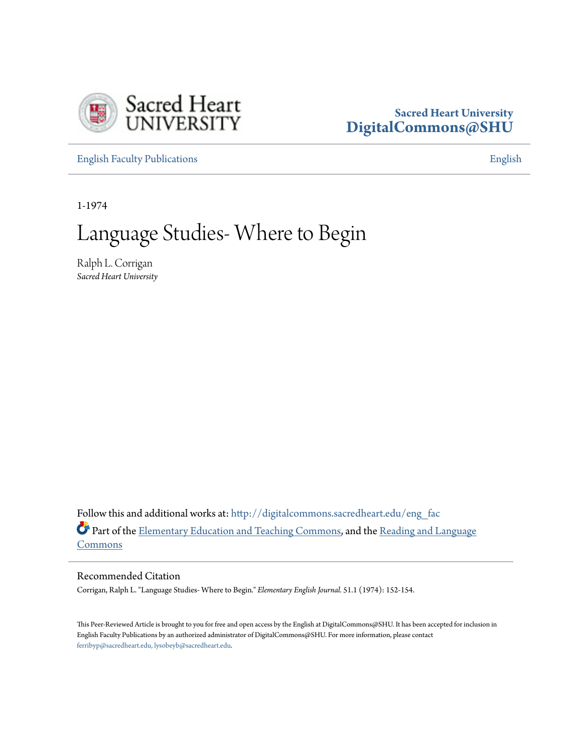Sacred Heart University
DigitalCommons@SHU

English Faculty Publications | English

1-1974

# Language Studies- Where to Begin

Ralph L. Corrigan
*Sacred Heart University*

Follow this and additional works at: http://digitalcommons.sacredheart.edu/eng_fac

Part of the Elementary Education and Teaching Commons, and the Reading and Language Commons

## Recommended Citation

Corrigan, Ralph L. "Language Studies- Where to Begin." *Elementary English Journal.* 51.1 (1974): 152-154.

This Peer-Reviewed Article is brought to you for free and open access by the English at DigitalCommons@SHU. It has been accepted for inclusion in English Faculty Publications by an authorized administrator of DigitalCommons@SHU. For more information, please contact ferribyp@sacredheart.edu, lysobeyb@sacredheart.edu.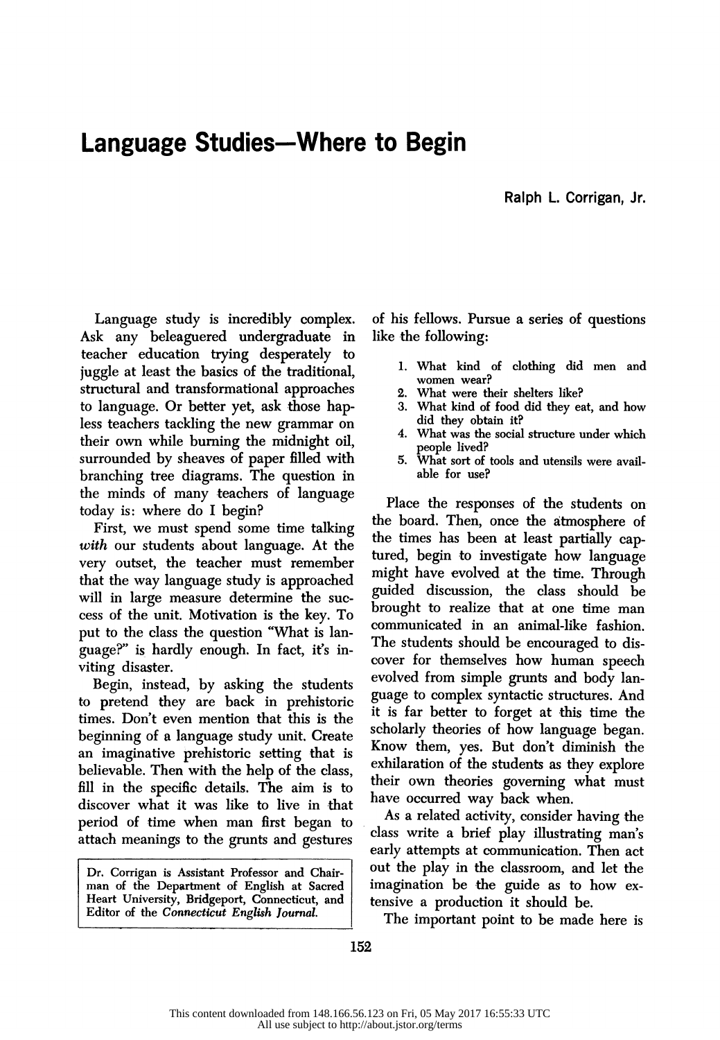# Language Studies—Where to Begin

Ralph L. Corrigan, Jr.

Language study is incredibly complex. Ask any beleaguered undergraduate in teacher education trying desperately to juggle at least the basics of the traditional, structural and transformational approaches to language. Or better yet, ask those hapless teachers tackling the new grammar on their own while burning the midnight oil, surrounded by sheaves of paper filled with branching tree diagrams. The question in the minds of many teachers of language today is: where do I begin?

First, we must spend some time talking *with* our students about language. At the very outset, the teacher must remember that the way language study is approached will in large measure determine the success of the unit. Motivation is the key. To put to the class the question "What is language?" is hardly enough. In fact, it's inviting disaster.

Begin, instead, by asking the students to pretend they are back in prehistoric times. Don't even mention that this is the beginning of a language study unit. Create an imaginative prehistoric setting that is believable. Then with the help of the class, fill in the specific details. The aim is to discover what it was like to live in that period of time when man first began to attach meanings to the grunts and gestures of his fellows. Pursue a series of questions like the following:

1. What kind of clothing did men and women wear?
2. What were their shelters like?
3. What kind of food did they eat, and how did they obtain it?
4. What was the social structure under which people lived?
5. What sort of tools and utensils were available for use?

Place the responses of the students on the board. Then, once the atmosphere of the times has been at least partially captured, begin to investigate how language might have evolved at the time. Through guided discussion, the class should be brought to realize that at one time man communicated in an animal-like fashion. The students should be encouraged to discover for themselves how human speech evolved from simple grunts and body language to complex syntactic structures. And it is far better to forget at this time the scholarly theories of how language began. Know them, yes. But don't diminish the exhilaration of the students as they explore their own theories governing what must have occurred way back when.

As a related activity, consider having the class write a brief play illustrating man's early attempts at communication. Then act out the play in the classroom, and let the imagination be the guide as to how extensive a production it should be.

The important point to be made here is

Dr. Corrigan is Assistant Professor and Chairman of the Department of English at Sacred Heart University, Bridgeport, Connecticut, and Editor of the *Connecticut English Journal*.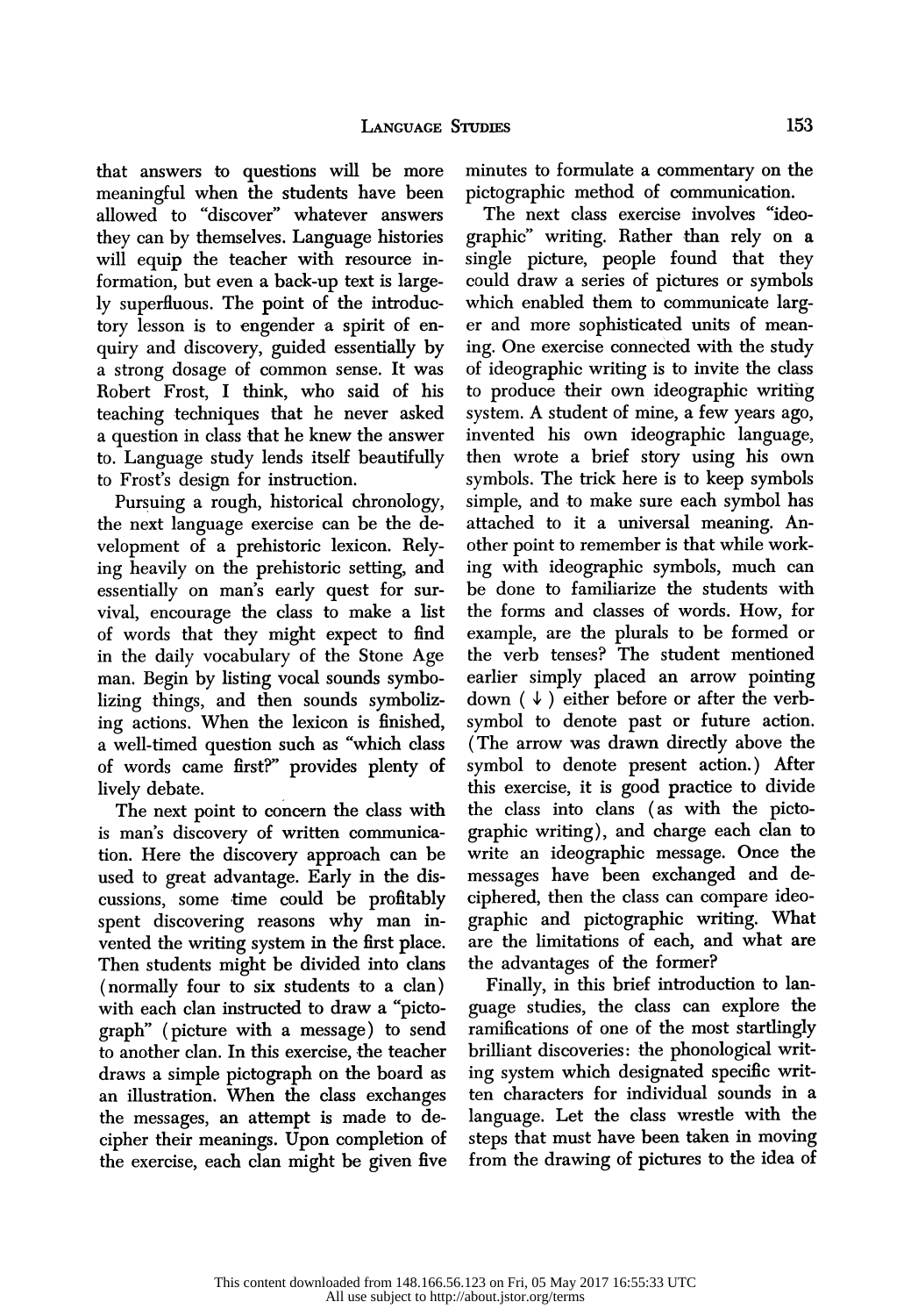that answers to questions will be more meaningful when the students have been allowed to "discover" whatever answers they can by themselves. Language histories will equip the teacher with resource information, but even a back-up text is largely superfluous. The point of the introductory lesson is to engender a spirit of enquiry and discovery, guided essentially by a strong dosage of common sense. It was Robert Frost, I think, who said of his teaching techniques that he never asked a question in class that he knew the answer to. Language study lends itself beautifully to Frost's design for instruction.

Pursuing a rough, historical chronology, the next language exercise can be the development of a prehistoric lexicon. Relying heavily on the prehistoric setting, and essentially on man's early quest for survival, encourage the class to make a list of words that they might expect to find in the daily vocabulary of the Stone Age man. Begin by listing vocal sounds symbolizing things, and then sounds symbolizing actions. When the lexicon is finished, a well-timed question such as "which class of words came first?" provides plenty of lively debate.

The next point to concern the class with is man's discovery of written communication. Here the discovery approach can be used to great advantage. Early in the discussions, some time could be profitably spent discovering reasons why man invented the writing system in the first place. Then students might be divided into clans (normally four to six students to a clan) with each clan instructed to draw a "pictograph" (picture with a message) to send to another clan. In this exercise, the teacher draws a simple pictograph on the board as an illustration. When the class exchanges the messages, an attempt is made to decipher their meanings. Upon completion of the exercise, each clan might be given five minutes to formulate a commentary on the pictographic method of communication.

The next class exercise involves "ideographic" writing. Rather than rely on a single picture, people found that they could draw a series of pictures or symbols which enabled them to communicate larger and more sophisticated units of meaning. One exercise connected with the study of ideographic writing is to invite the class to produce their own ideographic writing system. A student of mine, a few years ago, invented his own ideographic language, then wrote a brief story using his own symbols. The trick here is to keep symbols simple, and to make sure each symbol has attached to it a universal meaning. Another point to remember is that while working with ideographic symbols, much can be done to familiarize the students with the forms and classes of words. How, for example, are the plurals to be formed or the verb tenses? The student mentioned earlier simply placed an arrow pointing down ( ↓ ) either before or after the verb-symbol to denote past or future action. (The arrow was drawn directly above the symbol to denote present action.) After this exercise, it is good practice to divide the class into clans (as with the pictographic writing), and charge each clan to write an ideographic message. Once the messages have been exchanged and deciphered, then the class can compare ideographic and pictographic writing. What are the limitations of each, and what are the advantages of the former?

Finally, in this brief introduction to language studies, the class can explore the ramifications of one of the most startlingly brilliant discoveries: the phonological writing system which designated specific written characters for individual sounds in a language. Let the class wrestle with the steps that must have been taken in moving from the drawing of pictures to the idea of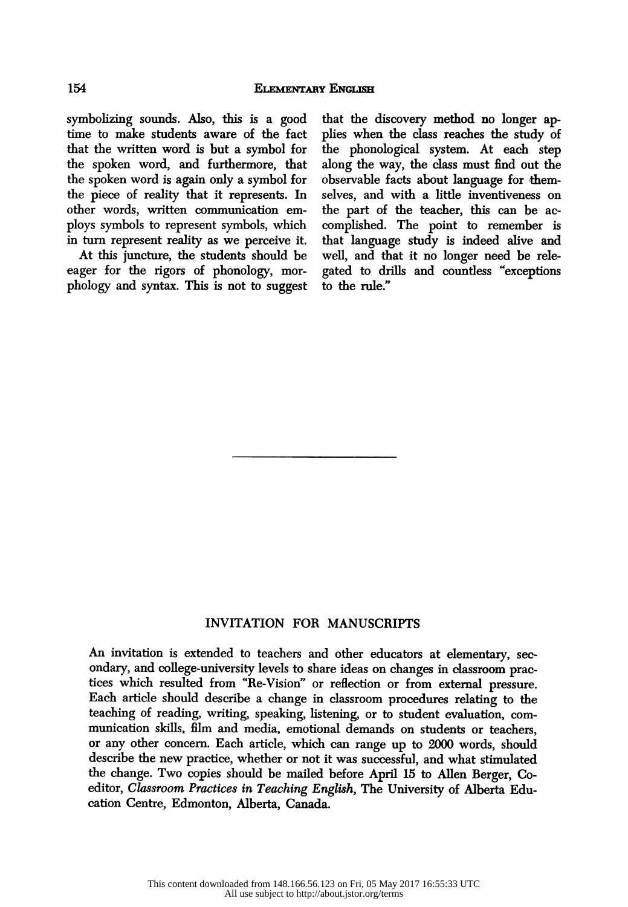symbolizing sounds. Also, this is a good time to make students aware of the fact that the written word is but a symbol for the spoken word, and furthermore, that the spoken word is again only a symbol for the piece of reality that it represents. In other words, written communication employs symbols to represent symbols, which in turn represent reality as we perceive it.

At this juncture, the students should be eager for the rigors of phonology, morphology and syntax. This is not to suggest that the discovery method no longer applies when the class reaches the study of the phonological system. At each step along the way, the class must find out the observable facts about language for themselves, and with a little inventiveness on the part of the teacher, this can be accomplished. The point to remember is that language study is indeed alive and well, and that it no longer need be relegated to drills and countless "exceptions to the rule."

---

## INVITATION FOR MANUSCRIPTS

An invitation is extended to teachers and other educators at elementary, secondary, and college-university levels to share ideas on changes in classroom practices which resulted from "Re-Vision" or reflection or from external pressure. Each article should describe a change in classroom procedures relating to the teaching of reading, writing, speaking, listening, or to student evaluation, communication skills, film and media, emotional demands on students or teachers, or any other concern. Each article, which can range up to 2000 words, should describe the new practice, whether or not it was successful, and what stimulated the change. Two copies should be mailed before April 15 to Allen Berger, Coeditor, *Classroom Practices in Teaching English,* The University of Alberta Education Centre, Edmonton, Alberta, Canada.